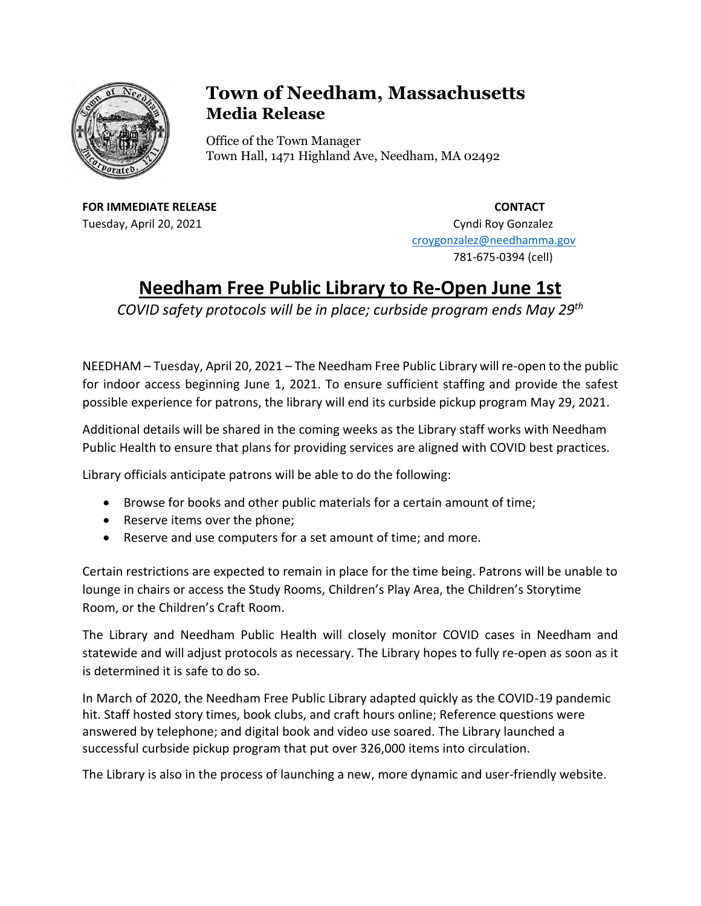# Town of Needham, Massachusetts
## Media Release

Office of the Town Manager
Town Hall, 1471 Highland Ave, Needham, MA 02492

**FOR IMMEDIATE RELEASE**
Tuesday, April 20, 2021

**CONTACT**
Cyndi Roy Gonzalez
croygonzalez@needhamma.gov
781-675-0394 (cell)

# Needham Free Public Library to Re-Open June 1st

*COVID safety protocols will be in place; curbside program ends May 29th*

NEEDHAM – Tuesday, April 20, 2021 – The Needham Free Public Library will re-open to the public for indoor access beginning June 1, 2021. To ensure sufficient staffing and provide the safest possible experience for patrons, the library will end its curbside pickup program May 29, 2021.

Additional details will be shared in the coming weeks as the Library staff works with Needham Public Health to ensure that plans for providing services are aligned with COVID best practices.

Library officials anticipate patrons will be able to do the following:

- Browse for books and other public materials for a certain amount of time;
- Reserve items over the phone;
- Reserve and use computers for a set amount of time; and more.

Certain restrictions are expected to remain in place for the time being. Patrons will be unable to lounge in chairs or access the Study Rooms, Children's Play Area, the Children's Storytime Room, or the Children's Craft Room.

The Library and Needham Public Health will closely monitor COVID cases in Needham and statewide and will adjust protocols as necessary. The Library hopes to fully re-open as soon as it is determined it is safe to do so.

In March of 2020, the Needham Free Public Library adapted quickly as the COVID-19 pandemic hit. Staff hosted story times, book clubs, and craft hours online; Reference questions were answered by telephone; and digital book and video use soared. The Library launched a successful curbside pickup program that put over 326,000 items into circulation.

The Library is also in the process of launching a new, more dynamic and user-friendly website.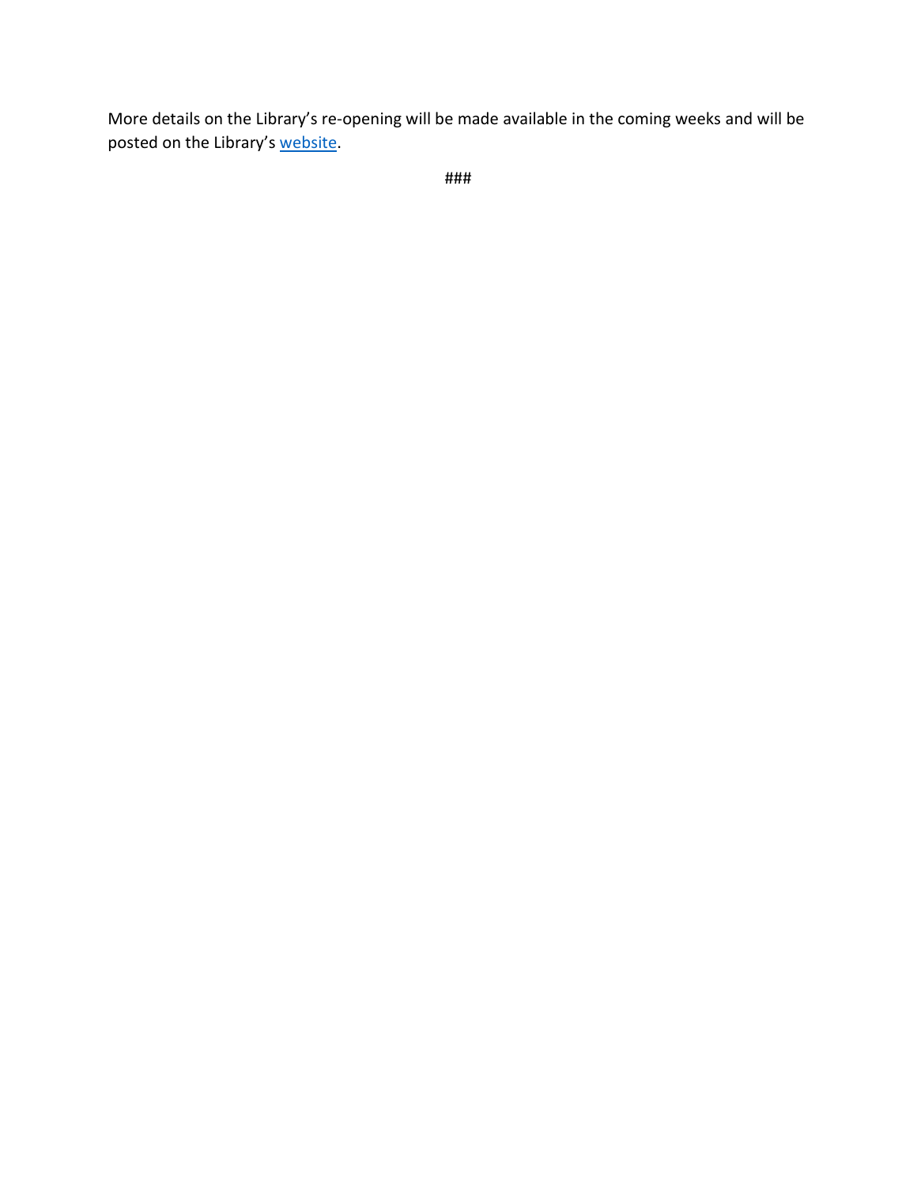More details on the Library's re-opening will be made available in the coming weeks and will be posted on the Library's website.

###